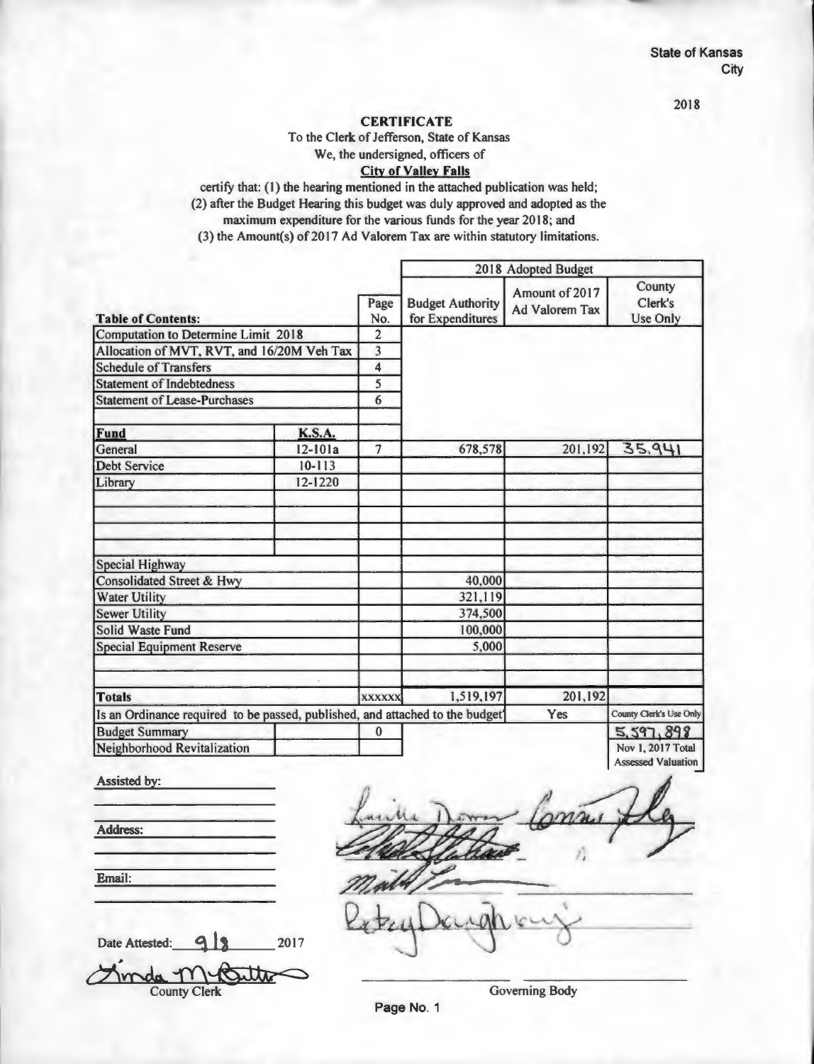State of Kansas
City

2018

## CERTIFICATE

To the Clerk of Jefferson, State of Kansas
We, the undersigned, officers of
**City of Valley Falls**

certify that: (1) the hearing mentioned in the attached publication was held;
(2) after the Budget Hearing this budget was duly approved and adopted as the maximum expenditure for the various funds for the year 2018; and
(3) the Amount(s) of 2017 Ad Valorem Tax are within statutory limitations.

| Table of Contents: | | Page No. | 2018 Adopted Budget | | |
|---|---|---|---|---|---|
| | | | Budget Authority for Expenditures | Amount of 2017 Ad Valorem Tax | County Clerk's Use Only |
| Computation to Determine Limit 2018 | | 2 | | | |
| Allocation of MVT, RVT, and 16/20M Veh Tax | | 3 | | | |
| Schedule of Transfers | | 4 | | | |
| Statement of Indebtedness | | 5 | | | |
| Statement of Lease-Purchases | | 6 | | | |
| **Fund** | **K.S.A.** | | | | |
| General | 12-101a | 7 | 678,578 | 201,192 | 35.941 |
| Debt Service | 10-113 | | | | |
| Library | 12-1220 | | | | |
| Special Highway | | | | | |
| Consolidated Street & Hwy | | | 40,000 | | |
| Water Utility | | | 321,119 | | |
| Sewer Utility | | | 374,500 | | |
| Solid Waste Fund | | | 100,000 | | |
| Special Equipment Reserve | | | 5,000 | | |
| **Totals** | | xxxxxx | 1,519,197 | 201,192 | |
| Is an Ordinance required to be passed, published, and attached to the budget? | | | | Yes | County Clerk's Use Only |
| Budget Summary | | 0 | | | 5,597,898 |
| Neighborhood Revitalization | | | | | Nov 1, 2017 Total Assessed Valuation |

Assisted by:

Address:

Email:

Date Attested: 9/8 2017

County Clerk

Governing Body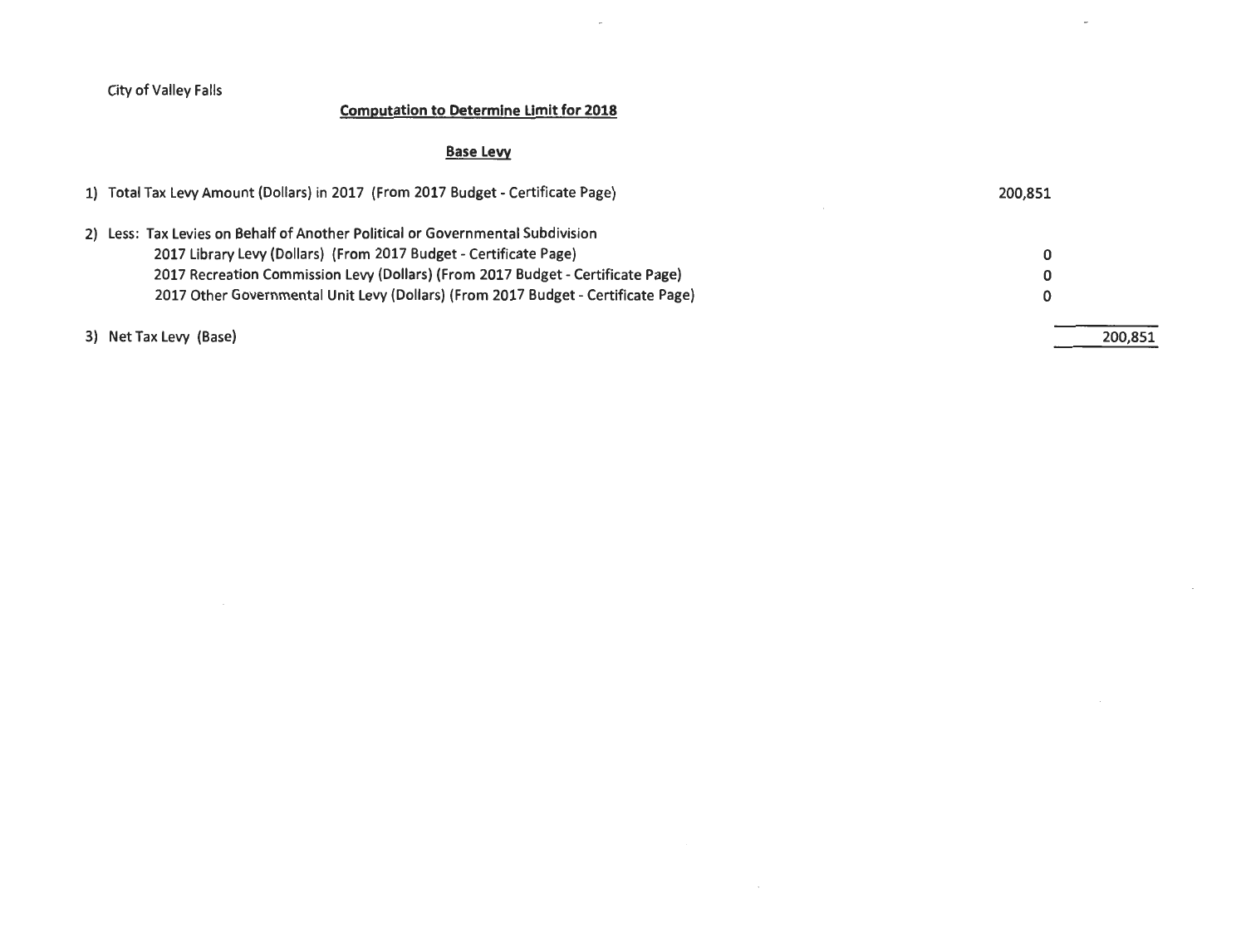City of Valley Falls

## Computation to Determine Limit for 2018

### Base Levy

| | | |
|---|---|---|
| 1) Total Tax Levy Amount (Dollars) in 2017 (From 2017 Budget - Certificate Page) | 200,851 | |
| 2) Less: Tax Levies on Behalf of Another Political or Governmental Subdivision | | |
| 2017 Library Levy (Dollars) (From 2017 Budget - Certificate Page) | 0 | |
| 2017 Recreation Commission Levy (Dollars) (From 2017 Budget - Certificate Page) | 0 | |
| 2017 Other Governmental Unit Levy (Dollars) (From 2017 Budget - Certificate Page) | 0 | |
| 3) Net Tax Levy (Base) | | 200,851 |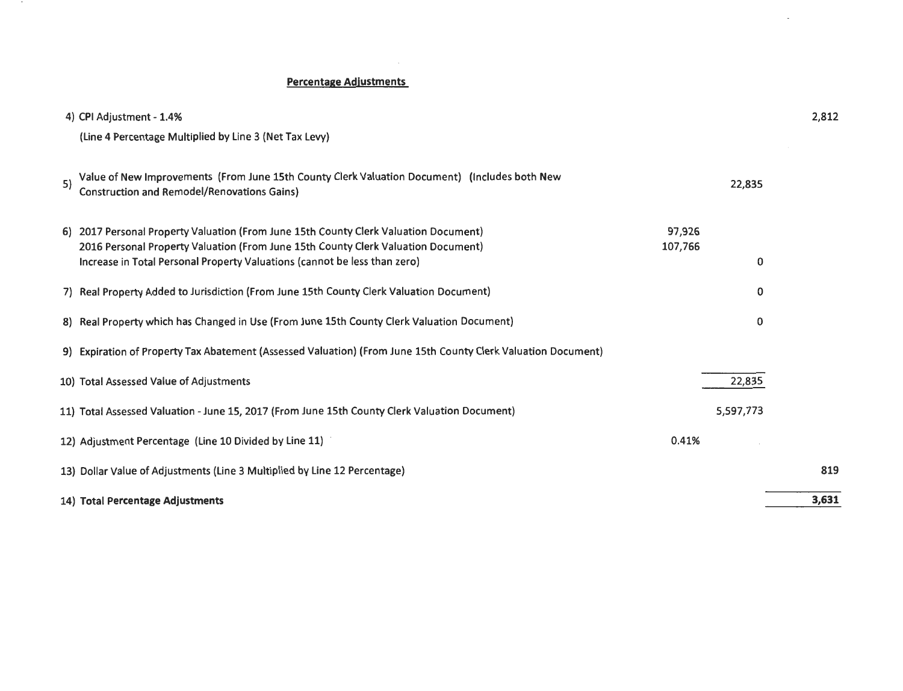## Percentage Adjustments

| Line | Description | | | |
|---|---|---|---|---|
| 4) | CPI Adjustment - 1.4% (Line 4 Percentage Multiplied by Line 3 (Net Tax Levy) | | | 2,812 |
| 5) | Value of New Improvements (From June 15th County Clerk Valuation Document) (Includes both New Construction and Remodel/Renovations Gains) | | 22,835 | |
| 6) | 2017 Personal Property Valuation (From June 15th County Clerk Valuation Document) | 97,926 | | |
| | 2016 Personal Property Valuation (From June 15th County Clerk Valuation Document) | 107,766 | | |
| | Increase in Total Personal Property Valuations (cannot be less than zero) | | 0 | |
| 7) | Real Property Added to Jurisdiction (From June 15th County Clerk Valuation Document) | | 0 | |
| 8) | Real Property which has Changed in Use (From June 15th County Clerk Valuation Document) | | 0 | |
| 9) | Expiration of Property Tax Abatement (Assessed Valuation) (From June 15th County Clerk Valuation Document) | | | |
| 10) | Total Assessed Value of Adjustments | | 22,835 | |
| 11) | Total Assessed Valuation - June 15, 2017 (From June 15th County Clerk Valuation Document) | | 5,597,773 | |
| 12) | Adjustment Percentage (Line 10 Divided by Line 11) | 0.41% | | |
| 13) | Dollar Value of Adjustments (Line 3 Multiplied by Line 12 Percentage) | | | 819 |
| 14) | **Total Percentage Adjustments** | | | **3,631** |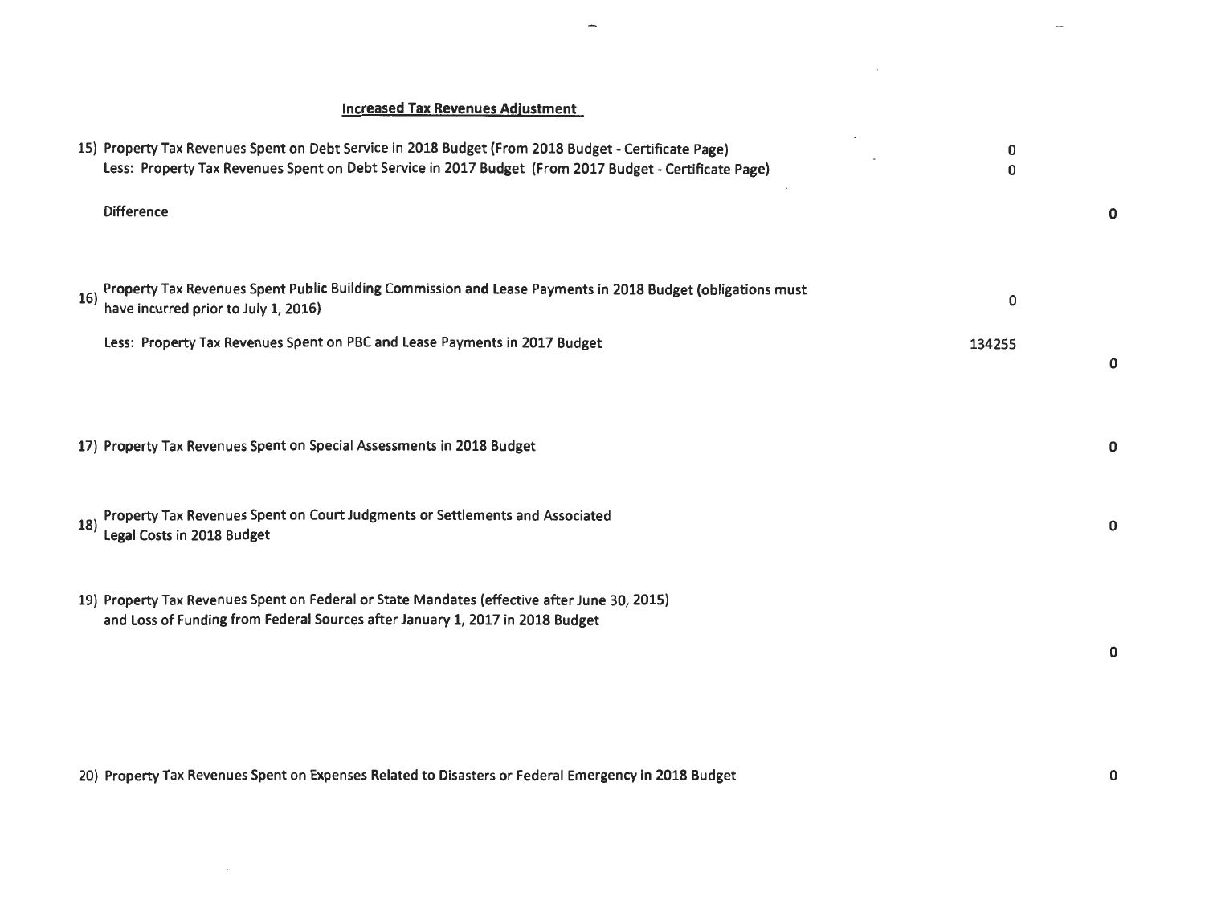## Increased Tax Revenues Adjustment

| | | |
|---|---|---|
| 15) Property Tax Revenues Spent on Debt Service in 2018 Budget (From 2018 Budget - Certificate Page) | 0 | |
| Less: Property Tax Revenues Spent on Debt Service in 2017 Budget (From 2017 Budget - Certificate Page) | 0 | |
| Difference | | 0 |
| 16) Property Tax Revenues Spent Public Building Commission and Lease Payments in 2018 Budget (obligations must have incurred prior to July 1, 2016) | 0 | |
| Less: Property Tax Revenues Spent on PBC and Lease Payments in 2017 Budget | 134255 | |
| | | 0 |
| 17) Property Tax Revenues Spent on Special Assessments in 2018 Budget | | 0 |
| 18) Property Tax Revenues Spent on Court Judgments or Settlements and Associated Legal Costs in 2018 Budget | | 0 |
| 19) Property Tax Revenues Spent on Federal or State Mandates (effective after June 30, 2015) and Loss of Funding from Federal Sources after January 1, 2017 in 2018 Budget | | 0 |
| 20) Property Tax Revenues Spent on Expenses Related to Disasters or Federal Emergency in 2018 Budget | | 0 |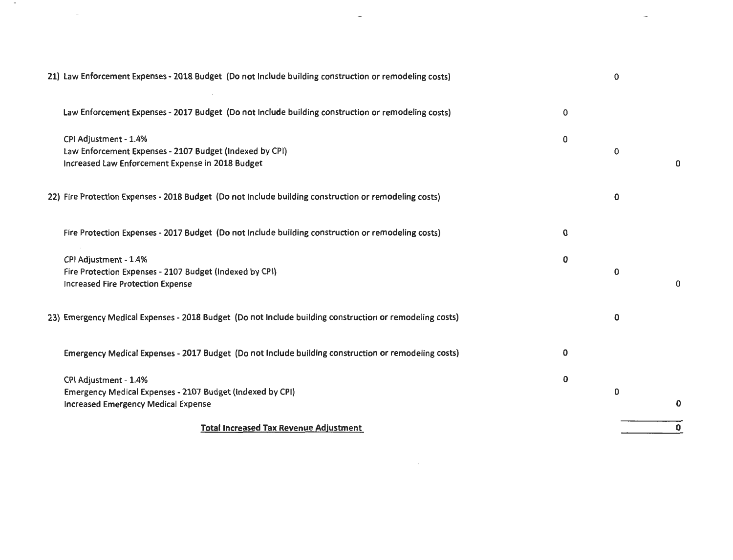| | | | |
|---|---|---|---|
| 21) Law Enforcement Expenses - 2018 Budget (Do not Include building construction or remodeling costs) | | 0 | |
| Law Enforcement Expenses - 2017 Budget (Do not Include building construction or remodeling costs) | 0 | | |
| CPI Adjustment - 1.4% | 0 | | |
| Law Enforcement Expenses - 2107 Budget (Indexed by CPI) | | 0 | |
| Increased Law Enforcement Expense in 2018 Budget | | | 0 |
| 22) Fire Protection Expenses - 2018 Budget (Do not Include building construction or remodeling costs) | | 0 | |
| Fire Protection Expenses - 2017 Budget (Do not Include building construction or remodeling costs) | 0 | | |
| CPI Adjustment - 1.4% | 0 | | |
| Fire Protection Expenses - 2107 Budget (Indexed by CPI) | | 0 | |
| Increased Fire Protection Expense | | | 0 |
| 23) Emergency Medical Expenses - 2018 Budget (Do not Include building construction or remodeling costs) | | 0 | |
| Emergency Medical Expenses - 2017 Budget (Do not Include building construction or remodeling costs) | 0 | | |
| CPI Adjustment - 1.4% | 0 | | |
| Emergency Medical Expenses - 2107 Budget (Indexed by CPI) | | 0 | |
| Increased Emergency Medical Expense | | | 0 |
| **Total Increased Tax Revenue Adjustment** | | | **0** |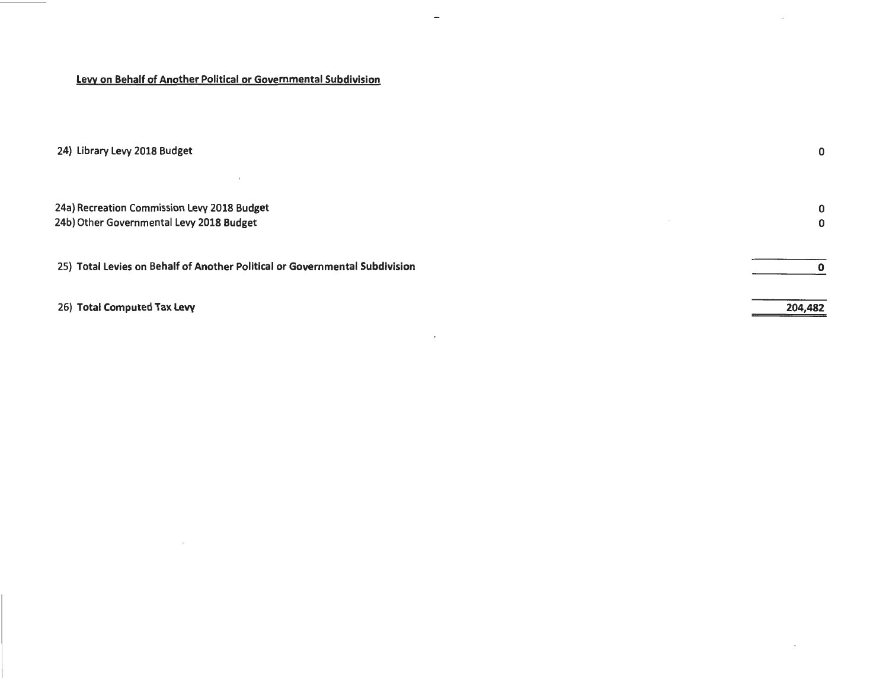**Levy on Behalf of Another Political or Governmental Subdivision**

| | |
|---|---|
| 24) Library Levy 2018 Budget | 0 |
| 24a) Recreation Commission Levy 2018 Budget | 0 |
| 24b) Other Governmental Levy 2018 Budget | 0 |
| 25) **Total Levies on Behalf of Another Political or Governmental Subdivision** | **0** |
| 26) **Total Computed Tax Levy** | **204,482** |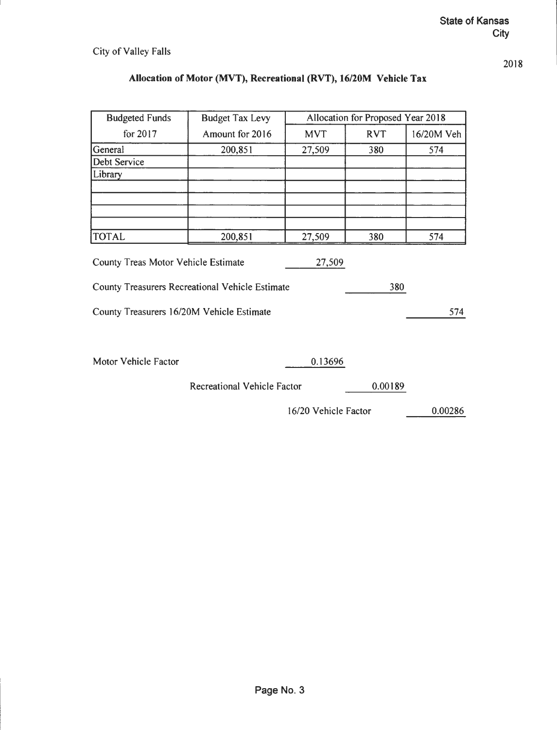State of Kansas
City

City of Valley Falls

2018

## Allocation of Motor (MVT), Recreational (RVT), 16/20M Vehicle Tax

| Budgeted Funds | Budget Tax Levy | Allocation for Proposed Year 2018 | | |
|---|---|---|---|---|
| for 2017 | Amount for 2016 | MVT | RVT | 16/20M Veh |
| General | 200,851 | 27,509 | 380 | 574 |
| Debt Service | | | | |
| Library | | | | |
| | | | | |
| | | | | |
| | | | | |
| | | | | |
| TOTAL | 200,851 | 27,509 | 380 | 574 |

County Treas Motor Vehicle Estimate 27,509

County Treasurers Recreational Vehicle Estimate 380

County Treasurers 16/20M Vehicle Estimate 574

Motor Vehicle Factor 0.13696

Recreational Vehicle Factor 0.00189

16/20 Vehicle Factor 0.00286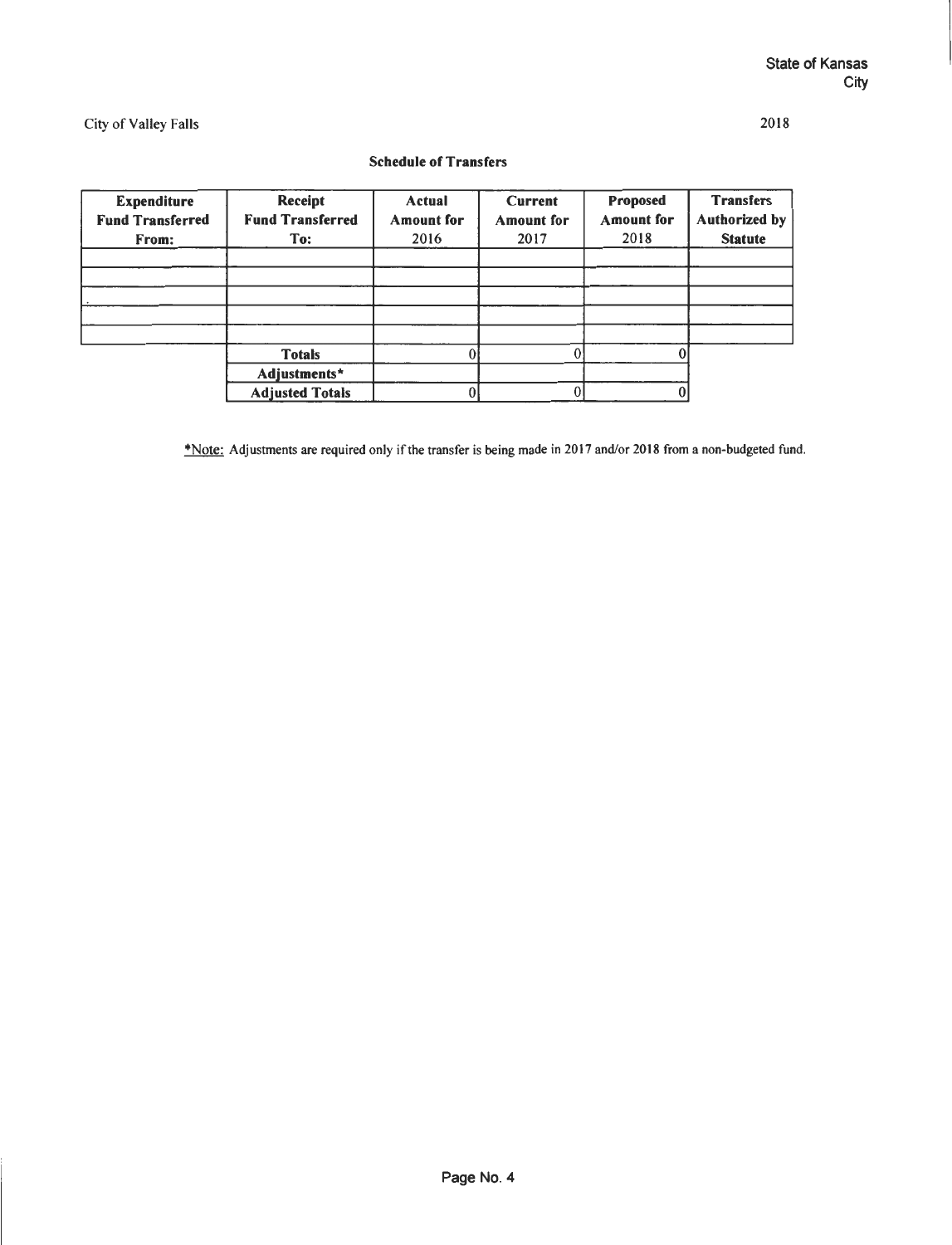State of Kansas
City

City of Valley Falls

2018

## Schedule of Transfers

| Expenditure Fund Transferred From: | Receipt Fund Transferred To: | Actual Amount for 2016 | Current Amount for 2017 | Proposed Amount for 2018 | Transfers Authorized by Statute |
|---|---|---|---|---|---|
| | | | | | |
| | | | | | |
| | | | | | |
| | | | | | |
| | | | | | |
| | **Totals** | 0 | 0 | 0 | |
| | **Adjustments*** | | | | |
| | **Adjusted Totals** | 0 | 0 | 0 | |

*Note: Adjustments are required only if the transfer is being made in 2017 and/or 2018 from a non-budgeted fund.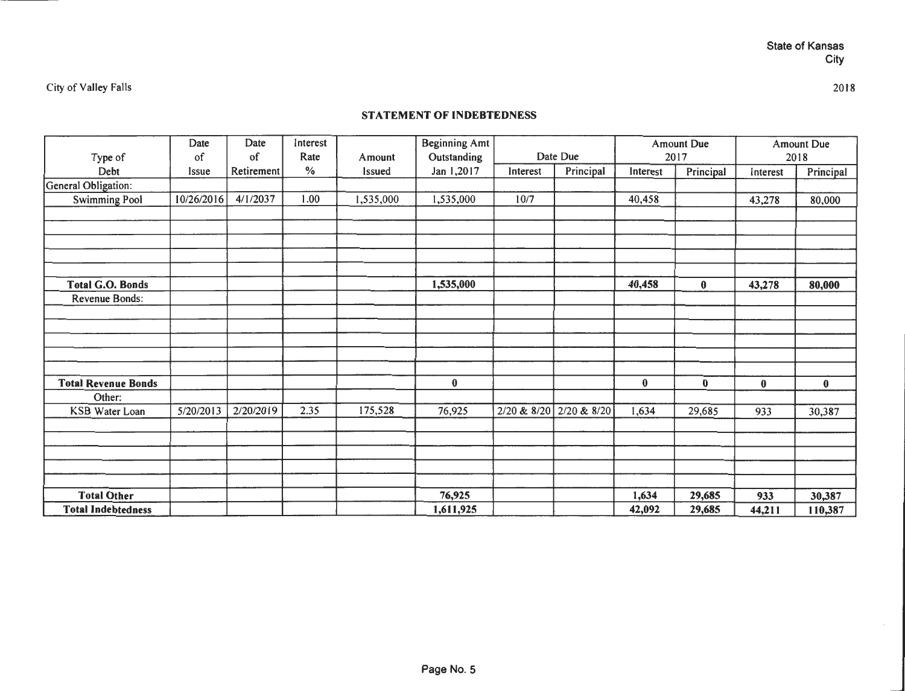State of Kansas
City

City of Valley Falls

2018

## STATEMENT OF INDEBTEDNESS

| Type of Debt | Date of Issue | Date of Retirement | Interest Rate % | Amount Issued | Beginning Amt Outstanding Jan 1,2017 | Date Due | | Amount Due 2017 | | Amount Due 2018 | |
|---|---|---|---|---|---|---|---|---|---|---|---|
| | | | | | | Interest | Principal | Interest | Principal | Interest | Principal |
| General Obligation: | | | | | | | | | | | |
| Swimming Pool | 10/26/2016 | 4/1/2037 | 1.00 | 1,535,000 | 1,535,000 | 10/7 | | 40,458 | | 43,278 | 80,000 |
| | | | | | | | | | | | |
| | | | | | | | | | | | |
| | | | | | | | | | | | |
| | | | | | | | | | | | |
| | | | | | | | | | | | |
| **Total G.O. Bonds** | | | | | **1,535,000** | | | **40,458** | **0** | **43,278** | **80,000** |
| Revenue Bonds: | | | | | | | | | | | |
| | | | | | | | | | | | |
| | | | | | | | | | | | |
| | | | | | | | | | | | |
| | | | | | | | | | | | |
| | | | | | | | | | | | |
| **Total Revenue Bonds** | | | | | **0** | | | **0** | **0** | **0** | **0** |
| Other: | | | | | | | | | | | |
| KSB Water Loan | 5/20/2013 | 2/20/2019 | 2.35 | 175,528 | 76,925 | 2/20 & 8/20 | 2/20 & 8/20 | 1,634 | 29,685 | 933 | 30,387 |
| | | | | | | | | | | | |
| | | | | | | | | | | | |
| | | | | | | | | | | | |
| | | | | | | | | | | | |
| | | | | | | | | | | | |
| **Total Other** | | | | | **76,925** | | | **1,634** | **29,685** | **933** | **30,387** |
| **Total Indebtedness** | | | | | **1,611,925** | | | **42,092** | **29,685** | **44,211** | **110,387** |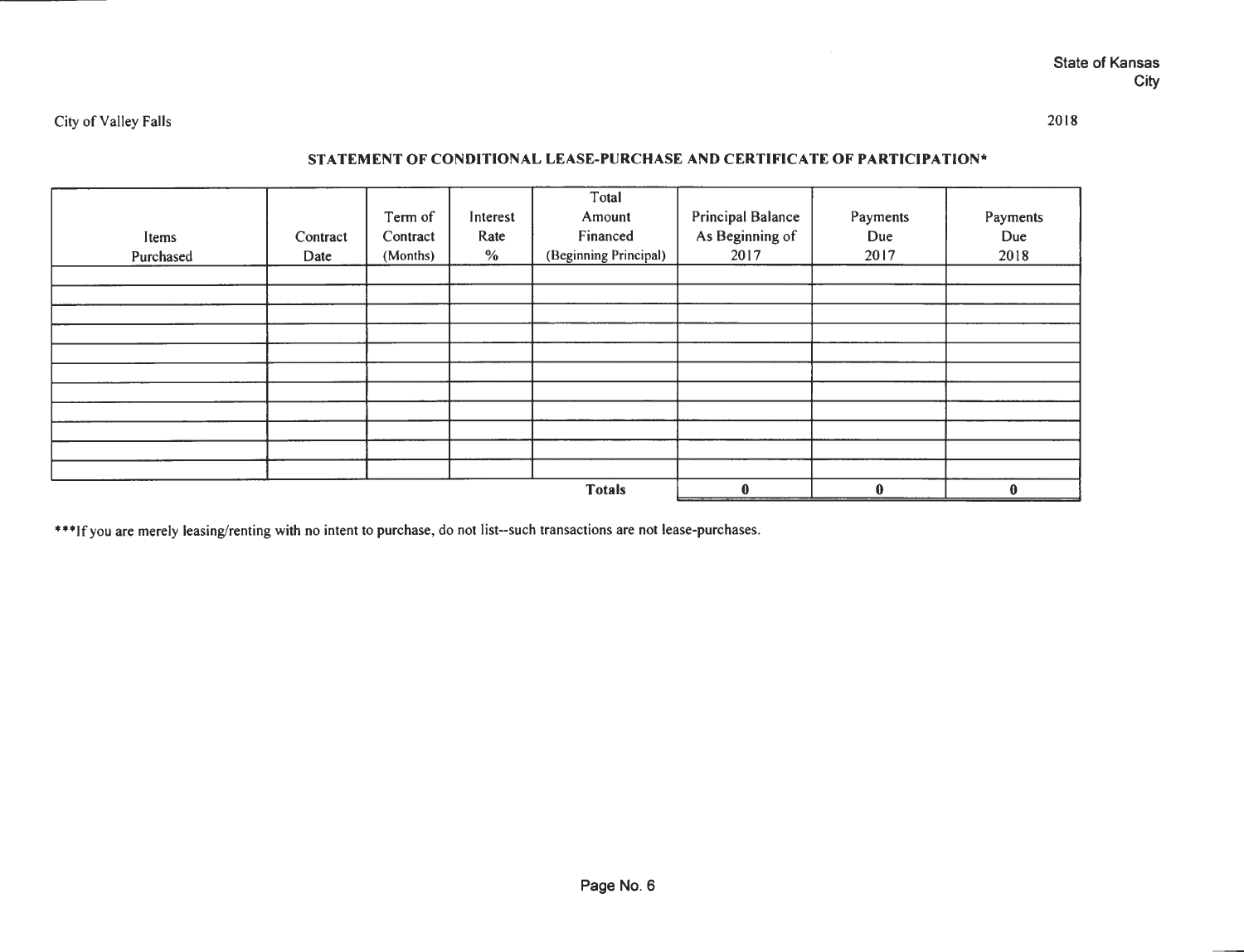State of Kansas
City

City of Valley Falls

2018

## STATEMENT OF CONDITIONAL LEASE-PURCHASE AND CERTIFICATE OF PARTICIPATION*

| Items Purchased | Contract Date | Term of Contract (Months) | Interest Rate % | Total Amount Financed (Beginning Principal) | Principal Balance As Beginning of 2017 | Payments Due 2017 | Payments Due 2018 |
|---|---|---|---|---|---|---|---|
| | | | | | | | |
| | | | | | | | |
| | | | | | | | |
| | | | | | | | |
| | | | | | | | |
| | | | | | | | |
| | | | | | | | |
| | | | | | | | |
| | | | | | | | |
| | | | | | | | |
| | | | | | | | |
| | | | | **Totals** | **0** | **0** | **0** |

***If you are merely leasing/renting with no intent to purchase, do not list--such transactions are not lease-purchases.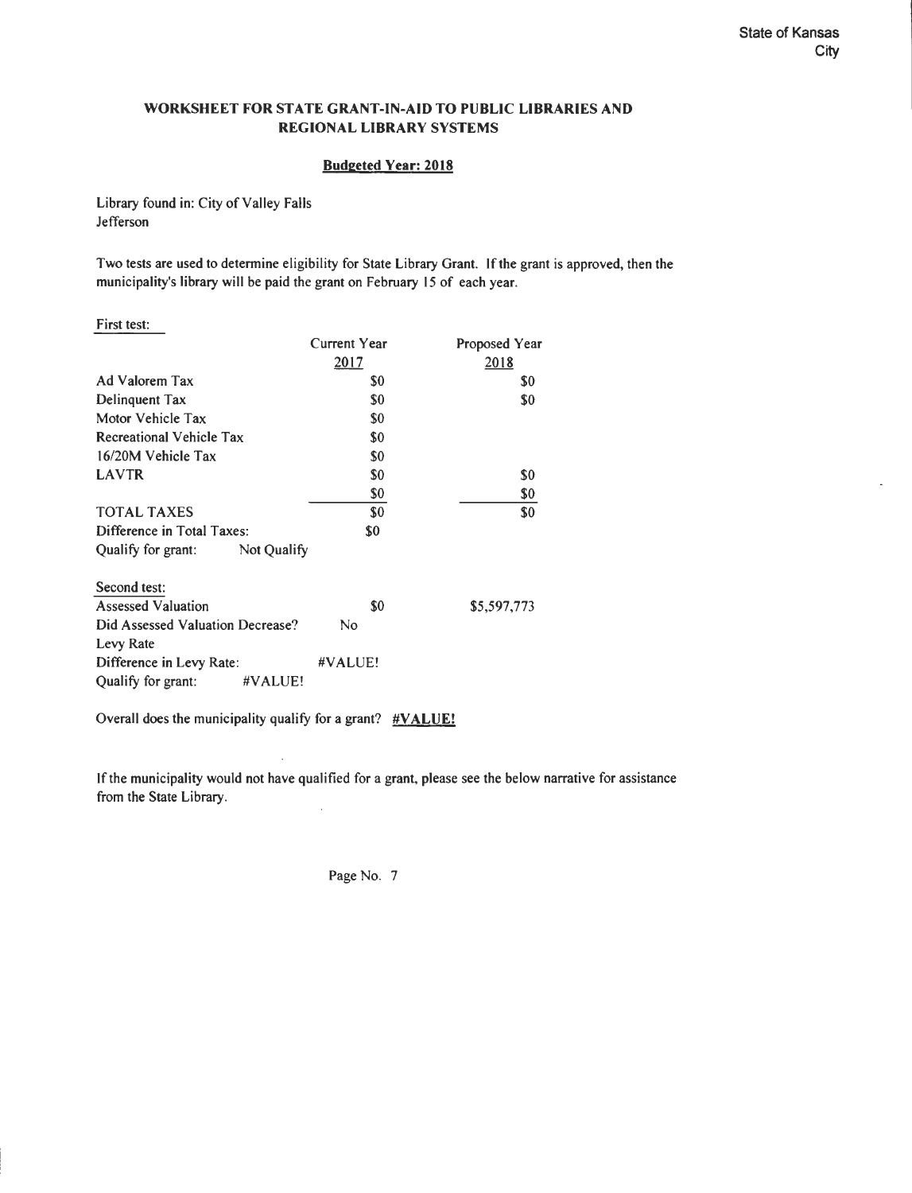State of Kansas
City

## WORKSHEET FOR STATE GRANT-IN-AID TO PUBLIC LIBRARIES AND REGIONAL LIBRARY SYSTEMS

**Budgeted Year: 2018**

Library found in: City of Valley Falls
Jefferson

Two tests are used to determine eligibility for State Library Grant. If the grant is approved, then the municipality's library will be paid the grant on February 15 of each year.

First test:

| | Current Year 2017 | Proposed Year 2018 |
|---|---|---|
| Ad Valorem Tax | $0 | $0 |
| Delinquent Tax | $0 | $0 |
| Motor Vehicle Tax | $0 | |
| Recreational Vehicle Tax | $0 | |
| 16/20M Vehicle Tax | $0 | |
| LAVTR | $0 | $0 |
| | $0 | $0 |
| TOTAL TAXES | $0 | $0 |
| Difference in Total Taxes: | $0 | |
| Qualify for grant: | Not Qualify | |

Second test:

| | | |
|---|---|---|
| Assessed Valuation | $0 | $5,597,773 |
| Did Assessed Valuation Decrease? | No | |
| Levy Rate | | |
| Difference in Levy Rate: | #VALUE! | |
| Qualify for grant: | #VALUE! | |

Overall does the municipality qualify for a grant? **#VALUE!**

If the municipality would not have qualified for a grant, please see the below narrative for assistance from the State Library.

Page No. 7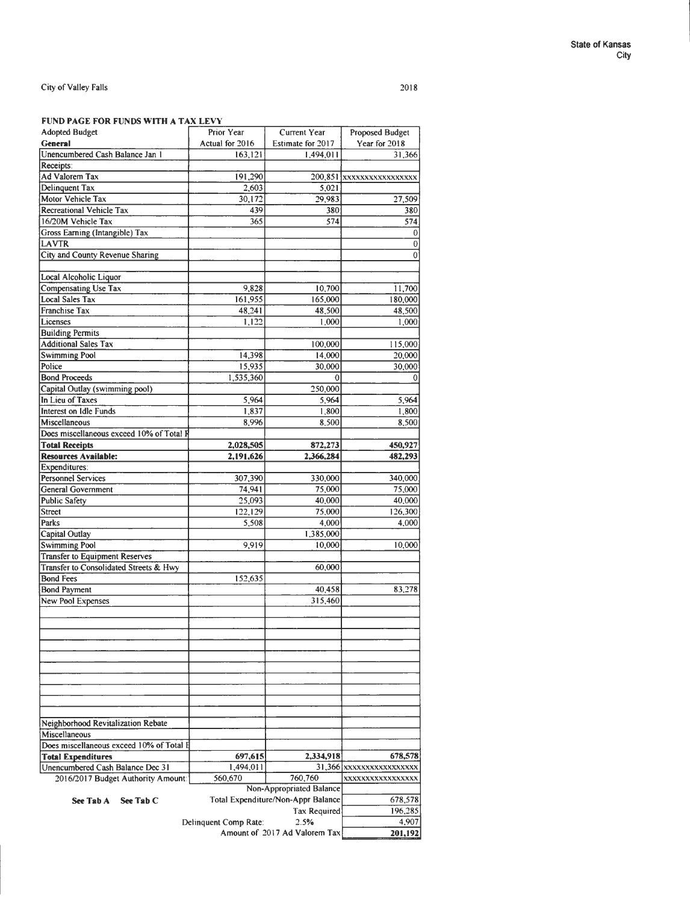State of Kansas
City

City of Valley Falls

2018

**FUND PAGE FOR FUNDS WITH A TAX LEVY**

| Adopted Budget | Prior Year | Current Year | Proposed Budget |
|---|---|---|---|
| **General** | Actual for 2016 | Estimate for 2017 | Year for 2018 |
| Unencumbered Cash Balance Jan 1 | 163,121 | 1,494,011 | 31,366 |
| Receipts: | | | |
| Ad Valorem Tax | 191,290 | 200,851 | xxxxxxxxxxxxxxxx |
| Delinquent Tax | 2,603 | 5,021 | |
| Motor Vehicle Tax | 30,172 | 29,983 | 27,509 |
| Recreational Vehicle Tax | 439 | 380 | 380 |
| 16/20M Vehicle Tax | 365 | 574 | 574 |
| Gross Earning (Intangible) Tax | | | 0 |
| LAVTR | | | 0 |
| City and County Revenue Sharing | | | 0 |
| | | | |
| Local Alcoholic Liquor | | | |
| Compensating Use Tax | 9,828 | 10,700 | 11,700 |
| Local Sales Tax | 161,955 | 165,000 | 180,000 |
| Franchise Tax | 48,241 | 48,500 | 48,500 |
| Licenses | 1,122 | 1,000 | 1,000 |
| Building Permits | | | |
| Additional Sales Tax | | 100,000 | 115,000 |
| Swimming Pool | 14,398 | 14,000 | 20,000 |
| Police | 15,935 | 30,000 | 30,000 |
| Bond Proceeds | 1,535,360 | 0 | 0 |
| Capital Outlay (swimming pool) | | 250,000 | |
| In Lieu of Taxes | 5,964 | 5,964 | 5,964 |
| Interest on Idle Funds | 1,837 | 1,800 | 1,800 |
| Miscellaneous | 8,996 | 8,500 | 8,500 |
| Does miscellaneous exceed 10% of Total R | | | |
| **Total Receipts** | **2,028,505** | **872,273** | **450,927** |
| **Resources Available:** | **2,191,626** | **2,366,284** | **482,293** |
| Expenditures: | | | |
| Personnel Services | 307,390 | 330,000 | 340,000 |
| General Government | 74,941 | 75,000 | 75,000 |
| Public Safety | 25,093 | 40,000 | 40,000 |
| Street | 122,129 | 75,000 | 126,300 |
| Parks | 5,508 | 4,000 | 4,000 |
| Capital Outlay | | 1,385,000 | |
| Swimming Pool | 9,919 | 10,000 | 10,000 |
| Transfer to Equipment Reserves | | | |
| Transfer to Consolidated Streets & Hwy | | 60,000 | |
| Bond Fees | 152,635 | | |
| Bond Payment | | 40,458 | 83,278 |
| New Pool Expenses | | 315,460 | |
| Neighborhood Revitalization Rebate | | | |
| Miscellaneous | | | |
| Does miscellaneous exceed 10% of Total E | | | |
| **Total Expenditures** | **697,615** | **2,334,918** | **678,578** |
| Unencumbered Cash Balance Dec 31 | 1,494,011 | 31,366 | xxxxxxxxxxxxxxxx |
| 2016/2017 Budget Authority Amount: | 560,670 | 760,760 | xxxxxxxxxxxxxxxx |
| | | Non-Appropriated Balance | |
| **See Tab A** **See Tab C** | | Total Expenditure/Non-Appr Balance | 678,578 |
| | | Tax Required | 196,285 |
| | Delinquent Comp Rate: | 2.5% | 4,907 |
| | | Amount of 2017 Ad Valorem Tax | **201,192** |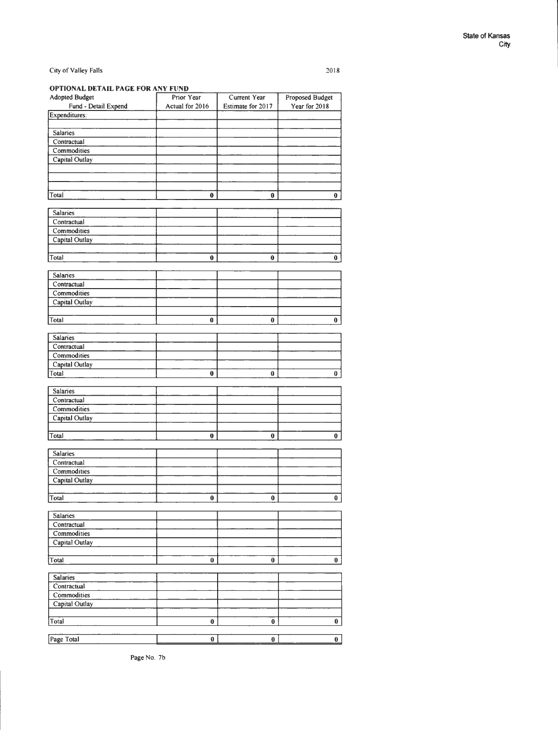State of Kansas
City

City of Valley Falls

2018

**OPTIONAL DETAIL PAGE FOR ANY FUND**

| Adopted Budget<br>Fund - Detail Expend | Prior Year<br>Actual for 2016 | Current Year<br>Estimate for 2017 | Proposed Budget<br>Year for 2018 |
|---|---|---|---|
| Expenditures: | | | |
| | | | |
| Salaries | | | |
| Contractual | | | |
| Commodities | | | |
| Capital Outlay | | | |
| | | | |
| | | | |
| | | | |
| Total | 0 | 0 | 0 |
| | | | |
| Salaries | | | |
| Contractual | | | |
| Commodities | | | |
| Capital Outlay | | | |
| | | | |
| Total | 0 | 0 | 0 |
| | | | |
| Salaries | | | |
| Contractual | | | |
| Commodities | | | |
| Capital Outlay | | | |
| | | | |
| Total | 0 | 0 | 0 |
| | | | |
| Salaries | | | |
| Contractual | | | |
| Commodities | | | |
| Capital Outlay | | | |
| Total | 0 | 0 | 0 |
| | | | |
| Salaries | | | |
| Contractual | | | |
| Commodities | | | |
| Capital Outlay | | | |
| | | | |
| Total | 0 | 0 | 0 |
| | | | |
| Salaries | | | |
| Contractual | | | |
| Commodities | | | |
| Capital Outlay | | | |
| | | | |
| Total | 0 | 0 | 0 |
| | | | |
| Salaries | | | |
| Contractual | | | |
| Commodities | | | |
| Capital Outlay | | | |
| | | | |
| Total | 0 | 0 | 0 |
| | | | |
| Salaries | | | |
| Contractual | | | |
| Commodities | | | |
| Capital Outlay | | | |
| | | | |
| Total | 0 | 0 | 0 |
| | | | |
| Page Total | 0 | 0 | 0 |

Page No. 7b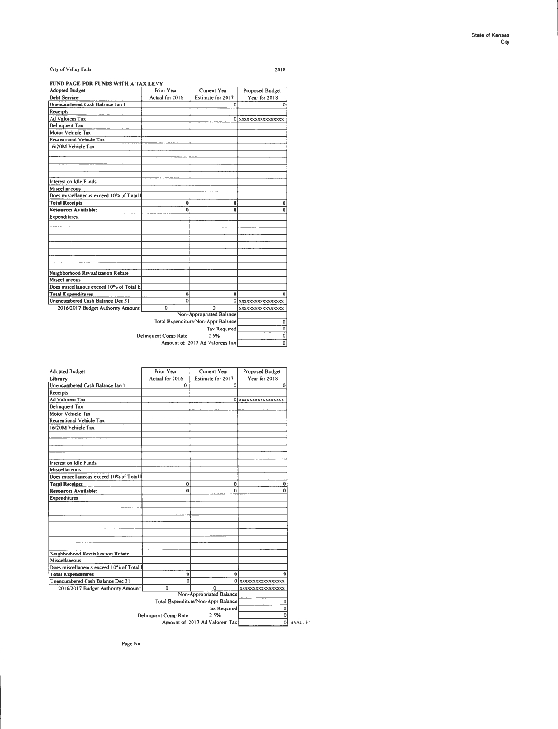City of Valley Falls

2018

**FUND PAGE FOR FUNDS WITH A TAX LEVY**

| Adopted Budget | Prior Year | Current Year | Proposed Budget |
|---|---|---|---|
| **Debt Service** | Actual for 2016 | Estimate for 2017 | Year for 2018 |
| Unencumbered Cash Balance Jan 1 | | 0 | 0 |
| Receipts: | | | |
| Ad Valorem Tax | | 0 | xxxxxxxxxxxxxxxxx |
| Delinquent Tax | | | |
| Motor Vehicle Tax | | | |
| Recreational Vehicle Tax | | | |
| 16/20M Vehicle Tax | | | |
| | | | |
| | | | |
| | | | |
| | | | |
| Interest on Idle Funds | | | |
| Miscellaneous | | | |
| Does miscellaneous exceed 10% of Total R | | | |
| **Total Receipts** | 0 | 0 | 0 |
| **Resources Available:** | 0 | 0 | 0 |
| Expenditures | | | |
| | | | |
| | | | |
| | | | |
| | | | |
| | | | |
| | | | |
| | | | |
| Neighborhood Revitalization Rebate | | | |
| Miscellaneous | | | |
| Does miscellanous exceed 10% of Total E | | | |
| **Total Expenditures** | 0 | 0 | 0 |
| Unencumbered Cash Balance Dec 31 | 0 | 0 | xxxxxxxxxxxxxxxxx |
| 2016/2017 Budget Authority Amount: | 0 | 0 | xxxxxxxxxxxxxxxxx |
| | | Non-Appropriated Balance | |
| | | Total Expenditure/Non-Appr Balance | 0 |
| | | Tax Required | 0 |
| | Delinquent Comp Rate | 2.5% | 0 |
| | | Amount of 2017 Ad Valorem Tax | 0 |

| Adopted Budget | Prior Year | Current Year | Proposed Budget |
|---|---|---|---|
| **Library** | Actual for 2016 | Estimate for 2017 | Year for 2018 |
| Unencumbered Cash Balance Jan 1 | 0 | 0 | 0 |
| Receipts: | | | |
| Ad Valorem Tax | | 0 | xxxxxxxxxxxxxxxxx |
| Delinquent Tax | | | |
| Motor Vehicle Tax | | | |
| Recreational Vehicle Tax | | | |
| 16/20M Vehicle Tax | | | |
| | | | |
| | | | |
| | | | |
| | | | |
| Interest on Idle Funds | | | |
| Miscellaneous | | | |
| Does miscellaneous exceed 10% of Total R | | | |
| **Total Receipts** | 0 | 0 | 0 |
| **Resources Available:** | 0 | 0 | 0 |
| Expenditures | | | |
| | | | |
| | | | |
| | | | |
| | | | |
| | | | |
| | | | |
| | | | |
| Neighborhood Revitalization Rebate | | | |
| Miscellaneous | | | |
| Does miscellaneous exceed 10% of Total E | | | |
| **Total Expenditures** | 0 | 0 | 0 |
| Unencumbered Cash Balance Dec 31 | 0 | 0 | xxxxxxxxxxxxxxxxx |
| 2016/2017 Budget Authority Amount: | 0 | 0 | xxxxxxxxxxxxxxxxx |
| | | Non-Appropriated Balance | |
| | | Total Expenditure/Non-Appr Balance | 0 |
| | | Tax Required | 0 |
| | Delinquent Comp Rate | 2.5% | 0 |
| | | Amount of 2017 Ad Valorem Tax | 0 |

#VALUE!

Page No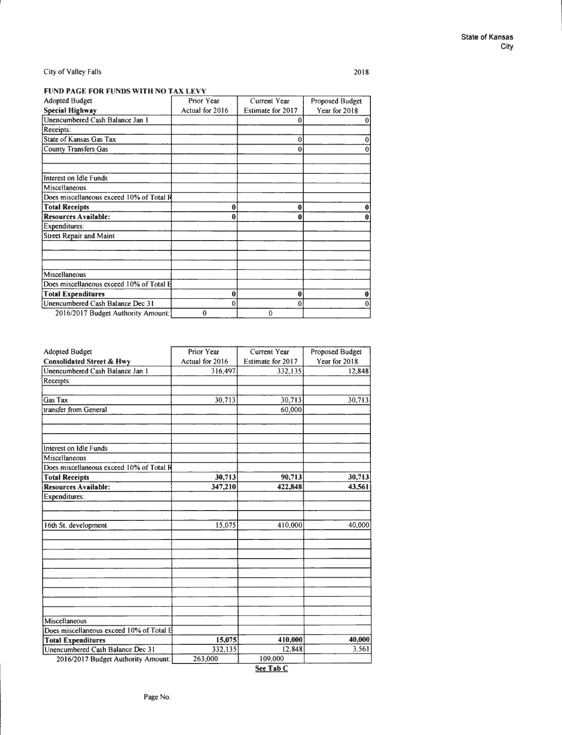State of Kansas
City

City of Valley Falls

2018

**FUND PAGE FOR FUNDS WITH NO TAX LEVY**

| Adopted Budget<br>**Special Highway** | Prior Year<br>Actual for 2016 | Current Year<br>Estimate for 2017 | Proposed Budget<br>Year for 2018 |
|---|---|---|---|
| Unencumbered Cash Balance Jan 1 | | 0 | 0 |
| Receipts: | | | |
| State of Kansas Gas Tax | | 0 | 0 |
| County Transfers Gas | | 0 | 0 |
| | | | |
| | | | |
| Interest on Idle Funds | | | |
| Miscellaneous | | | |
| Does miscellaneous exceed 10% of Total R | | | |
| **Total Receipts** | **0** | **0** | **0** |
| **Resources Available:** | **0** | **0** | **0** |
| Expenditures: | | | |
| Street Repair and Maint | | | |
| | | | |
| | | | |
| | | | |
| Miscellaneous | | | |
| Does miscellaneous exceed 10% of Total E | | | |
| **Total Expenditures** | **0** | **0** | **0** |
| Unencumbered Cash Balance Dec 31 | 0 | 0 | 0 |
| 2016/2017 Budget Authority Amount: | 0 | 0 | |

| Adopted Budget<br>**Consolidated Street & Hwy** | Prior Year<br>Actual for 2016 | Current Year<br>Estimate for 2017 | Proposed Budget<br>Year for 2018 |
|---|---|---|---|
| Unencumbered Cash Balance Jan 1 | 316,497 | 332,135 | 12,848 |
| Receipts: | | | |
| | | | |
| Gas Tax | 30,713 | 30,713 | 30,713 |
| transfer from General | | 60,000 | |
| | | | |
| | | | |
| | | | |
| Interest on Idle Funds | | | |
| Miscellaneous | | | |
| Does miscellaneous exceed 10% of Total R | | | |
| **Total Receipts** | **30,713** | **90,713** | **30,713** |
| **Resources Available:** | **347,210** | **422,848** | **43,561** |
| Expenditures: | | | |
| | | | |
| | | | |
| 16th St. development | 15,075 | 410,000 | 40,000 |
| | | | |
| | | | |
| | | | |
| | | | |
| | | | |
| | | | |
| | | | |
| | | | |
| | | | |
| Miscellaneous | | | |
| Does miscellaneous exceed 10% of Total E | | | |
| **Total Expenditures** | **15,075** | **410,000** | **40,000** |
| Unencumbered Cash Balance Dec 31 | 332,135 | 12,848 | 3,561 |
| 2016/2017 Budget Authority Amount: | 263,000 | 109,000 | |
| | | **See Tab C** | |

Page No.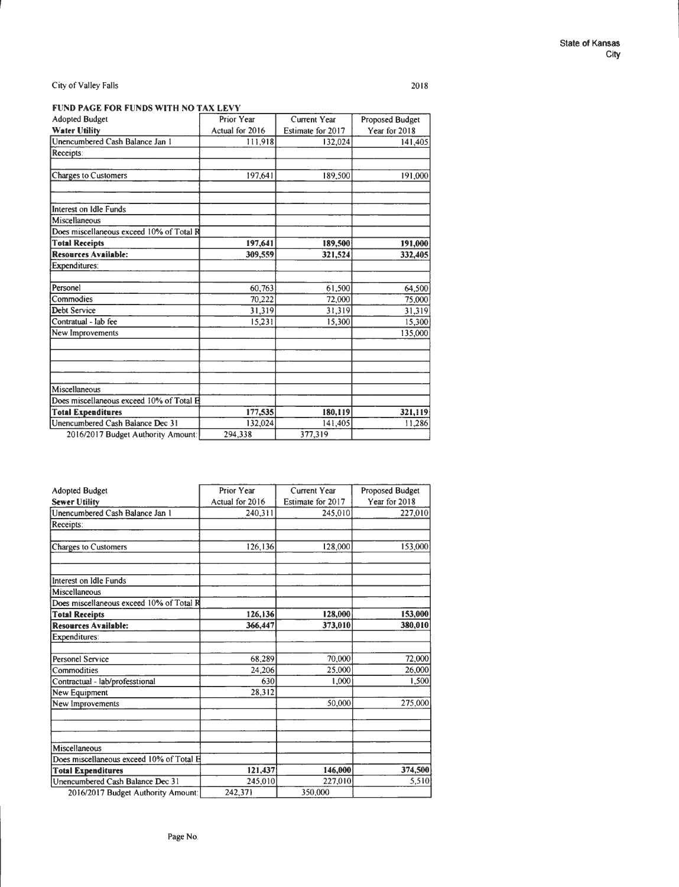State of Kansas
City

City of Valley Falls

2018

**FUND PAGE FOR FUNDS WITH NO TAX LEVY**

| Adopted Budget<br>**Water Utility** | Prior Year<br>Actual for 2016 | Current Year<br>Estimate for 2017 | Proposed Budget<br>Year for 2018 |
|---|---|---|---|
| Unencumbered Cash Balance Jan 1 | 111,918 | 132,024 | 141,405 |
| Receipts: | | | |
| | | | |
| Charges to Customers | 197,641 | 189,500 | 191,000 |
| | | | |
| | | | |
| Interest on Idle Funds | | | |
| Miscellaneous | | | |
| Does miscellaneous exceed 10% of Total R | | | |
| **Total Receipts** | **197,641** | **189,500** | **191,000** |
| **Resources Available:** | **309,559** | **321,524** | **332,405** |
| Expenditures: | | | |
| | | | |
| Personel | 60,763 | 61,500 | 64,500 |
| Commodities | 70,222 | 72,000 | 75,000 |
| Debt Service | 31,319 | 31,319 | 31,319 |
| Contratual - lab fee | 15,231 | 15,300 | 15,300 |
| New Improvements | | | 135,000 |
| | | | |
| | | | |
| | | | |
| Miscellaneous | | | |
| Does miscellaneous exceed 10% of Total E | | | |
| **Total Expenditures** | **177,535** | **180,119** | **321,119** |
| Unencumbered Cash Balance Dec 31 | 132,024 | 141,405 | 11,286 |
| 2016/2017 Budget Authority Amount: | 294,338 | 377,319 | |

| Adopted Budget<br>**Sewer Utility** | Prior Year<br>Actual for 2016 | Current Year<br>Estimate for 2017 | Proposed Budget<br>Year for 2018 |
|---|---|---|---|
| Unencumbered Cash Balance Jan 1 | 240,311 | 245,010 | 227,010 |
| Receipts: | | | |
| | | | |
| Charges to Customers | 126,136 | 128,000 | 153,000 |
| | | | |
| | | | |
| Interest on Idle Funds | | | |
| Miscellaneous | | | |
| Does miscellaneous exceed 10% of Total R | | | |
| **Total Receipts** | **126,136** | **128,000** | **153,000** |
| **Resources Available:** | **366,447** | **373,010** | **380,010** |
| Expenditures: | | | |
| | | | |
| Personel Service | 68,289 | 70,000 | 72,000 |
| Commodities | 24,206 | 25,000 | 26,000 |
| Contractual - lab/professtional | 630 | 1,000 | 1,500 |
| New Equipment | 28,312 | | |
| New Improvements | | 50,000 | 275,000 |
| | | | |
| | | | |
| Miscellaneous | | | |
| Does miscellaneous exceed 10% of Total E | | | |
| **Total Expenditures** | **121,437** | **146,000** | **374,500** |
| Unencumbered Cash Balance Dec 31 | 245,010 | 227,010 | 5,510 |
| 2016/2017 Budget Authority Amount: | 242,371 | 350,000 | |

Page No.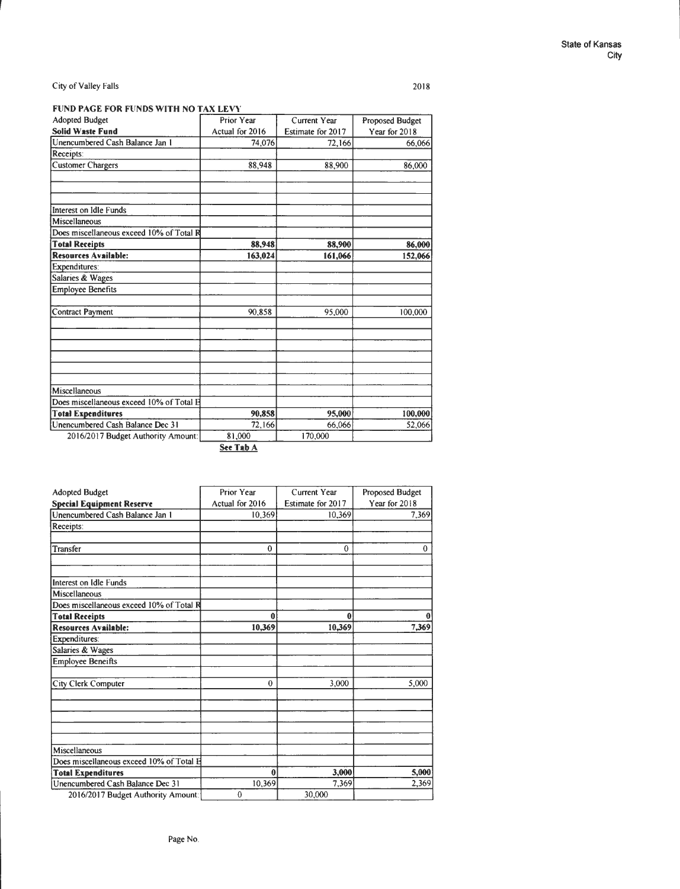State of Kansas
City

City of Valley Falls

2018

## FUND PAGE FOR FUNDS WITH NO TAX LEVY

| Adopted Budget<br>**Solid Waste Fund** | Prior Year<br>Actual for 2016 | Current Year<br>Estimate for 2017 | Proposed Budget<br>Year for 2018 |
|---|---|---|---|
| Unencumbered Cash Balance Jan 1 | 74,076 | 72,166 | 66,066 |
| Receipts: | | | |
| Customer Chargers | 88,948 | 88,900 | 86,000 |
| | | | |
| | | | |
| Interest on Idle Funds | | | |
| Miscellaneous | | | |
| Does miscellaneous exceed 10% of Total R | | | |
| **Total Receipts** | **88,948** | **88,900** | **86,000** |
| **Resources Available:** | **163,024** | **161,066** | **152,066** |
| Expenditures: | | | |
| Salaries & Wages | | | |
| Employee Benefits | | | |
| | | | |
| Contract Payment | 90,858 | 95,000 | 100,000 |
| | | | |
| | | | |
| | | | |
| | | | |
| | | | |
| Miscellaneous | | | |
| Does miscellaneous exceed 10% of Total E | | | |
| **Total Expenditures** | **90,858** | **95,000** | **100,000** |
| Unencumbered Cash Balance Dec 31 | 72,166 | 66,066 | 52,066 |
| 2016/2017 Budget Authority Amount: | 81,000 | 170,000 | |

**See Tab A**

| Adopted Budget<br>**Special Equipment Reserve** | Prior Year<br>Actual for 2016 | Current Year<br>Estimate for 2017 | Proposed Budget<br>Year for 2018 |
|---|---|---|---|
| Unencumbered Cash Balance Jan 1 | 10,369 | 10,369 | 7,369 |
| Receipts: | | | |
| | | | |
| Transfer | 0 | 0 | 0 |
| | | | |
| | | | |
| Interest on Idle Funds | | | |
| Miscellaneous | | | |
| Does miscellaneous exceed 10% of Total R | | | |
| **Total Receipts** | **0** | **0** | **0** |
| **Resources Available:** | **10,369** | **10,369** | **7,369** |
| Expenditures: | | | |
| Salaries & Wages | | | |
| Employee Beneifts | | | |
| | | | |
| City Clerk Computer | 0 | 3,000 | 5,000 |
| | | | |
| | | | |
| | | | |
| | | | |
| | | | |
| Miscellaneous | | | |
| Does miscellaneous exceed 10% of Total E | | | |
| **Total Expenditures** | **0** | **3,000** | **5,000** |
| Unencumbered Cash Balance Dec 31 | 10,369 | 7,369 | 2,369 |
| 2016/2017 Budget Authority Amount: | 0 | 30,000 | |

Page No.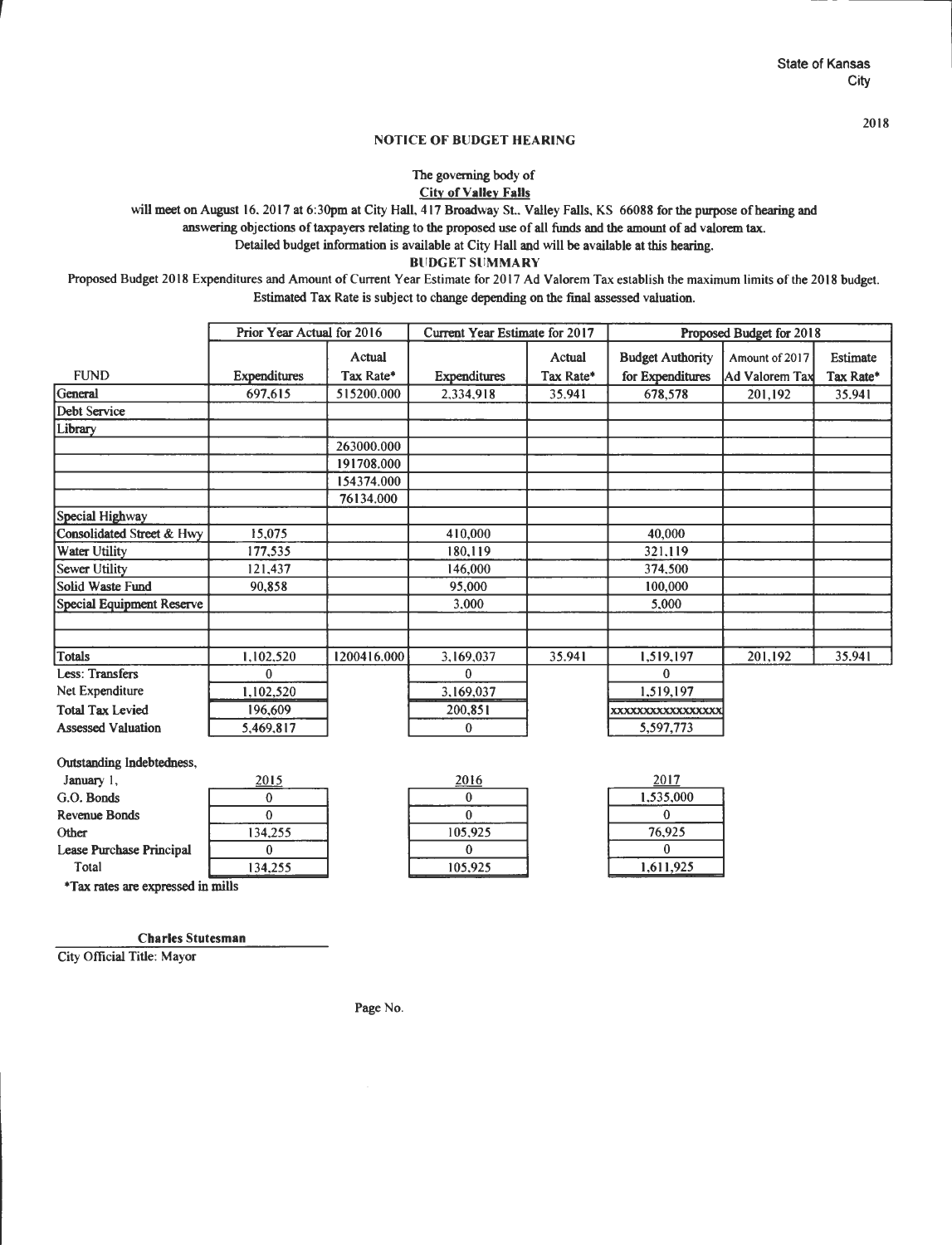State of Kansas
City

2018

## NOTICE OF BUDGET HEARING

The governing body of
**City of Valley Falls**

will meet on August 16. 2017 at 6:30pm at City Hall, 417 Broadway St., Valley Falls, KS 66088 for the purpose of hearing and answering objections of taxpayers relating to the proposed use of all funds and the amount of ad valorem tax.

Detailed budget information is available at City Hall and will be available at this hearing.

**BUDGET SUMMARY**

Proposed Budget 2018 Expenditures and Amount of Current Year Estimate for 2017 Ad Valorem Tax establish the maximum limits of the 2018 budget. Estimated Tax Rate is subject to change depending on the final assessed valuation.

| | Prior Year Actual for 2016 | | Current Year Estimate for 2017 | | Proposed Budget for 2018 | | |
|---|---|---|---|---|---|---|---|
| FUND | Expenditures | Actual Tax Rate* | Expenditures | Actual Tax Rate* | Budget Authority for Expenditures | Amount of 2017 Ad Valorem Tax | Estimate Tax Rate* |
| General | 697,615 | 515200.000 | 2,334,918 | 35.941 | 678,578 | 201,192 | 35.941 |
| Debt Service | | | | | | | |
| Library | | | | | | | |
| | | 263000.000 | | | | | |
| | | 191708.000 | | | | | |
| | | 154374.000 | | | | | |
| | | 76134.000 | | | | | |
| Special Highway | | | | | | | |
| Consolidated Street & Hwy | 15,075 | | 410,000 | | 40,000 | | |
| Water Utility | 177,535 | | 180,119 | | 321,119 | | |
| Sewer Utility | 121,437 | | 146,000 | | 374,500 | | |
| Solid Waste Fund | 90,858 | | 95,000 | | 100,000 | | |
| Special Equipment Reserve | | | 3,000 | | 5,000 | | |
| | | | | | | | |
| | | | | | | | |
| Totals | 1,102,520 | 1200416.000 | 3,169,037 | 35.941 | 1,519,197 | 201,192 | 35.941 |
| Less: Transfers | 0 | | 0 | | 0 | | |
| Net Expenditure | 1,102,520 | | 3,169,037 | | 1,519,197 | | |
| Total Tax Levied | 196,609 | | 200,851 | | xxxxxxxxxxxxxxxxx | | |
| Assessed Valuation | 5,469,817 | | 0 | | 5,597,773 | | |

| Outstanding Indebtedness, January 1, | 2015 | 2016 | 2017 |
|---|---|---|---|
| G.O. Bonds | 0 | 0 | 1,535,000 |
| Revenue Bonds | 0 | 0 | 0 |
| Other | 134,255 | 105,925 | 76,925 |
| Lease Purchase Principal | 0 | 0 | 0 |
| Total | 134,255 | 105,925 | 1,611,925 |

*Tax rates are expressed in mills

**Charles Stutesman**

City Official Title: Mayor

Page No.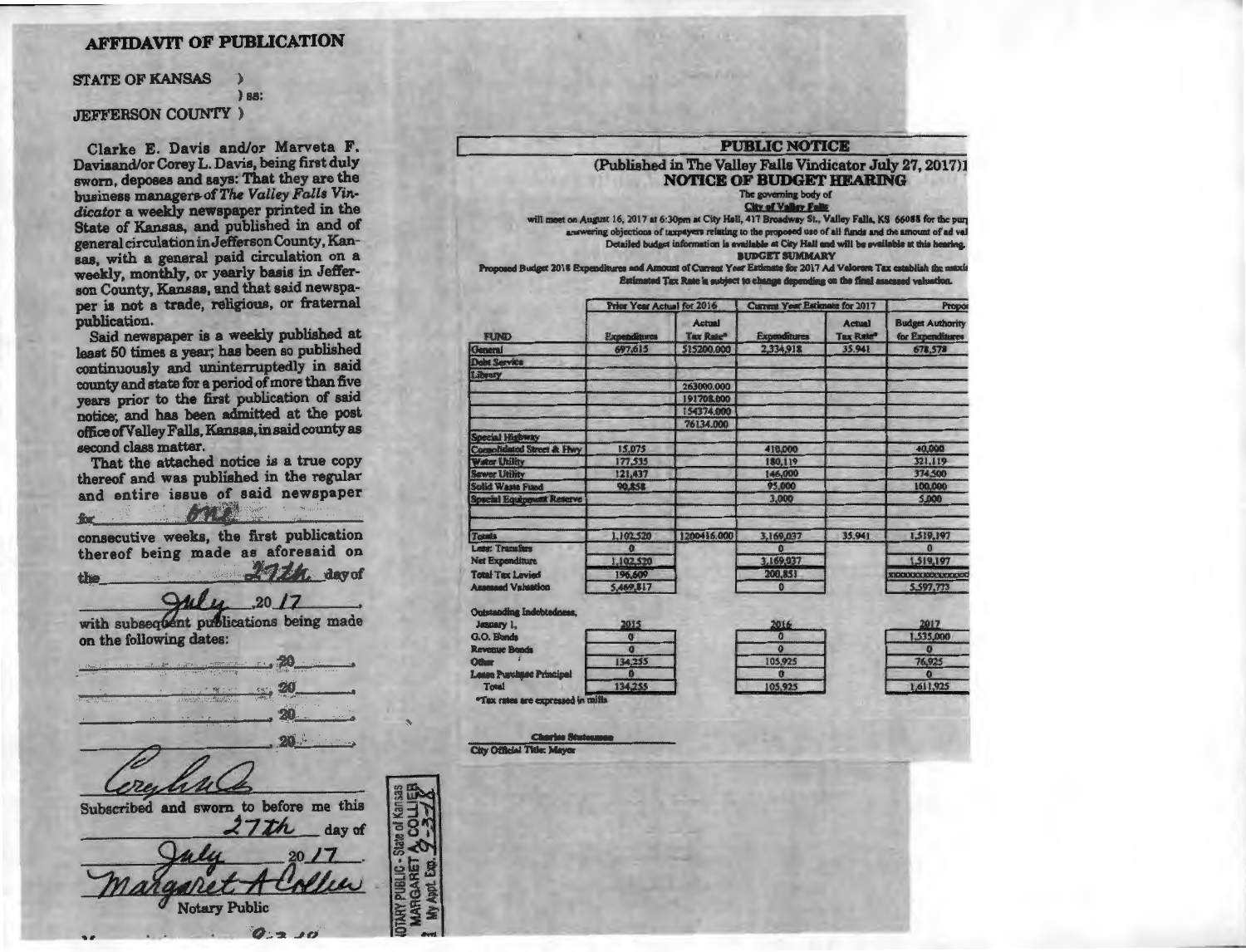# AFFIDAVIT OF PUBLICATION

STATE OF KANSAS )
) ss:
JEFFERSON COUNTY )

Clarke E. Davis and/or Marveta F. Davisand/or Corey L. Davis, being first duly sworn, deposes and says: That they are the business managers of *The Valley Falls Vindicator* a weekly newspaper printed in the State of Kansas, and published in and of general circulation in Jefferson County, Kansas, with a general paid circulation on a weekly, monthly, or yearly basis in Jefferson County, Kansas, and that said newspaper is not a trade, religious, or fraternal publication.

Said newspaper is a weekly published at least 50 times a year; has been so published continuously and uninterruptedly in said county and state for a period of more than five years prior to the first publication of said notice; and has been admitted at the post office of Valley Falls, Kansas, in said county as second class matter.

That the attached notice is a true copy thereof and was published in the regular and entire issue of said newspaper for one consecutive weeks, the first publication thereof being made as aforesaid on the 27th day of July, 20 17, with subsequent publications being made on the following dates:

_______________, 20____,

_______________, 20____,

_______________, 20____,

_______________, 20____,

Corey L. Davis

Subscribed and sworn to before me this 27th day of July 20 17.

Margaret A Collier
Notary Public

NOTARY PUBLIC - State of Kansas
MARGARET A. COLLIER
My Appt. Exp. 9-3-18

---

## PUBLIC NOTICE

(Published in The Valley Falls Vindicator July 27, 2017)1

### NOTICE OF BUDGET HEARING

The governing body of
**City of Valley Falls**
will meet on August 16, 2017 at 6:30pm at City Hall, 417 Broadway St., Valley Falls, KS 66088 for the pur answering objections of taxpayers relating to the proposed use of all funds and the amount of ad val Detailed budget information is available at City Hall and will be available at this hearing.

**BUDGET SUMMARY**

Proposed Budget 2018 Expenditures and Amount of Current Year Estimate for 2017 Ad Valorem Tax establish the mill Estimated Tax Rate is subject to change depending on the final assessed valuation.

| | Prior Year Actual for 2016 | | Current Year Estimate for 2017 | | Propos |
|---|---|---|---|---|---|
| FUND | Expenditures | Actual Tax Rate* | Expenditures | Actual Tax Rate* | Budget Authority for Expenditures |
| General | 697,615 | 515200.000 | 2,334,918 | 35.941 | 678,578 |
| Debt Service | | | | | |
| Library | | | | | |
| | | 263000.000 | | | |
| | | 191708.000 | | | |
| | | 154374.000 | | | |
| | | 76134.000 | | | |
| Special Highway | | | | | |
| Consolidated Street & Hwy | 15,075 | | 410,000 | | 40,000 |
| Water Utility | 177,535 | | 180,119 | | 321,119 |
| Sewer Utility | 121,437 | | 146,000 | | 374,500 |
| Solid Waste Fund | 90,858 | | 95,000 | | 100,000 |
| Special Equipment Reserve | | | 3,000 | | 5,000 |
| | | | | | |
| Totals | 1,102,520 | 1200416.000 | 3,169,037 | 35.941 | 1,519,197 |
| Less: Transfers | 0 | | 0 | | 0 |
| Net Expenditure | 1,102,520 | | 3,169,037 | | 1,519,197 |
| Total Tax Levied | 196,609 | | 200,851 | | xxxxxxxxxxxxxxxx |
| Assessed Valuation | 5,469,817 | | 0 | | 5,597,773 |

| Outstanding Indebtedness, January 1, | 2015 | 2016 | 2017 |
|---|---|---|---|
| G.O. Bonds | 0 | 0 | 1,535,000 |
| Revenue Bonds | 0 | 0 | 0 |
| Other | 134,255 | 105,925 | 76,925 |
| Lease Purchase Principal | 0 | 0 | 0 |
| Total | 134,255 | 105,925 | 1,611,925 |

*Tax rates are expressed in mills

Charles Statesman
City Official Title: Mayor